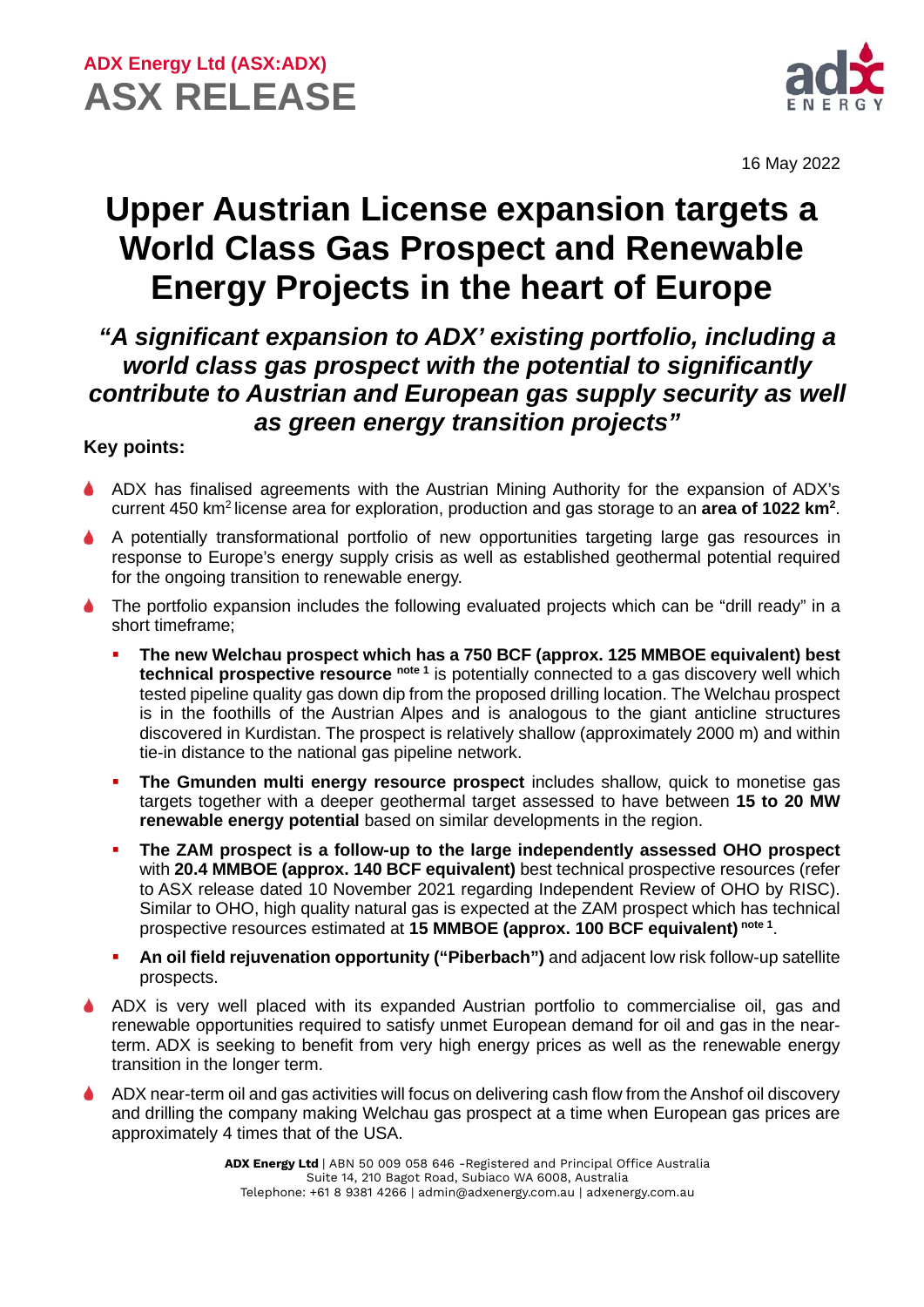**ADX Energy Ltd (ASX:ADX)**

# ASX RELEASE

16 May 2022

# Upper Austrian License expansion targets a World Class Gas Prospect and Renewable Energy Projects in the heart of Europe

## *"A significant expansion to ADX' existing portfolio, including a world class gas prospect with the potential to significantly contribute to Austrian and European gas supply security as well as green energy transition projects"*

**Key points:**

- ADX has finalised agreements with the Austrian Mining Authority for the expansion of ADX's current 450 km$^2$ license area for exploration, production and gas storage to an **area of 1022 km$^2$**.
- A potentially transformational portfolio of new opportunities targeting large gas resources in response to Europe's energy supply crisis as well as established geothermal potential required for the ongoing transition to renewable energy.
- The portfolio expansion includes the following evaluated projects which can be "drill ready" in a short timeframe;
  - **The new Welchau prospect which has a 750 BCF (approx. 125 MMBOE equivalent) best technical prospective resource** [note 1] is potentially connected to a gas discovery well which tested pipeline quality gas down dip from the proposed drilling location. The Welchau prospect is in the foothills of the Austrian Alpes and is analogous to the giant anticline structures discovered in Kurdistan. The prospect is relatively shallow (approximately 2000 m) and within tie-in distance to the national gas pipeline network.
  - **The Gmunden multi energy resource prospect** includes shallow, quick to monetise gas targets together with a deeper geothermal target assessed to have between **15 to 20 MW renewable energy potential** based on similar developments in the region.
  - **The ZAM prospect is a follow-up to the large independently assessed OHO prospect** with **20.4 MMBOE (approx. 140 BCF equivalent)** best technical prospective resources (refer to ASX release dated 10 November 2021 regarding Independent Review of OHO by RISC). Similar to OHO, high quality natural gas is expected at the ZAM prospect which has technical prospective resources estimated at **15 MMBOE (approx. 100 BCF equivalent)** [note 1].
  - **An oil field rejuvenation opportunity ("Piberbach")** and adjacent low risk follow-up satellite prospects.
- ADX is very well placed with its expanded Austrian portfolio to commercialise oil, gas and renewable opportunities required to satisfy unmet European demand for oil and gas in the near-term. ADX is seeking to benefit from very high energy prices as well as the renewable energy transition in the longer term.
- ADX near-term oil and gas activities will focus on delivering cash flow from the Anshof oil discovery and drilling the company making Welchau gas prospect at a time when European gas prices are approximately 4 times that of the USA.

**ADX Energy Ltd** | ABN 50 009 058 646 -Registered and Principal Office Australia
Suite 14, 210 Bagot Road, Subiaco WA 6008, Australia
Telephone: +61 8 9381 4266 | admin@adxenergy.com.au | adxenergy.com.au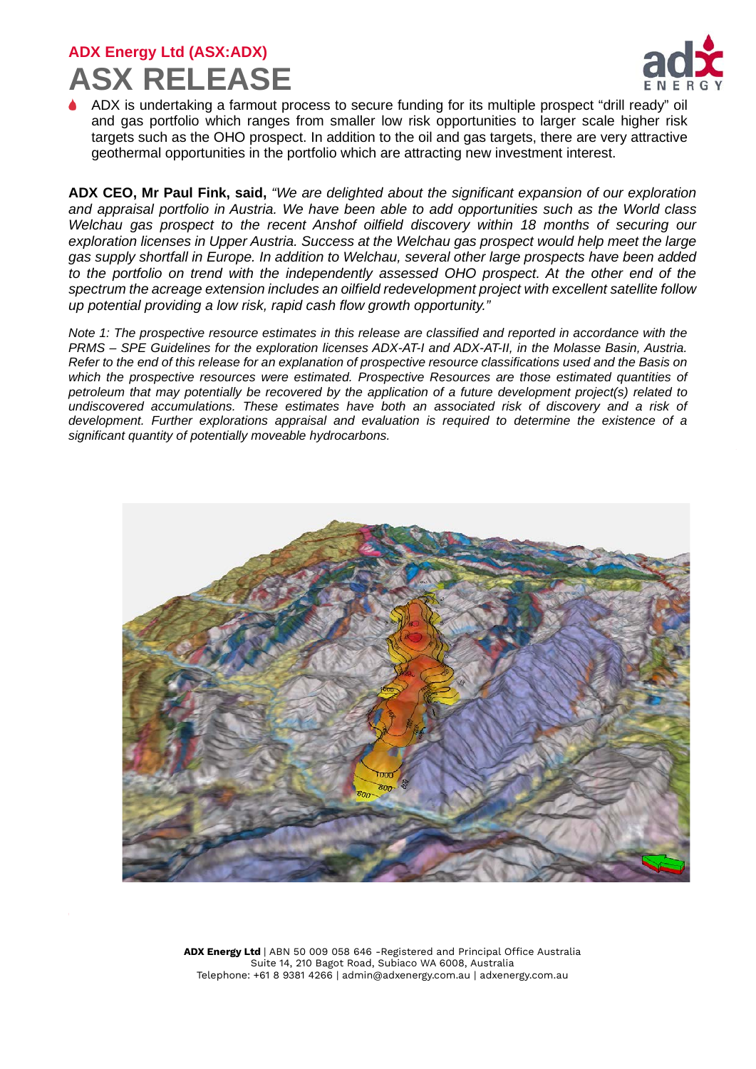- ADX is undertaking a farmout process to secure funding for its multiple prospect "drill ready" oil and gas portfolio which ranges from smaller low risk opportunities to larger scale higher risk targets such as the OHO prospect. In addition to the oil and gas targets, there are very attractive geothermal opportunities in the portfolio which are attracting new investment interest.

**ADX CEO, Mr Paul Fink, said,** *"We are delighted about the significant expansion of our exploration and appraisal portfolio in Austria. We have been able to add opportunities such as the World class Welchau gas prospect to the recent Anshof oilfield discovery within 18 months of securing our exploration licenses in Upper Austria. Success at the Welchau gas prospect would help meet the large gas supply shortfall in Europe. In addition to Welchau, several other large prospects have been added to the portfolio on trend with the independently assessed OHO prospect. At the other end of the spectrum the acreage extension includes an oilfield redevelopment project with excellent satellite follow up potential providing a low risk, rapid cash flow growth opportunity."*

*Note 1: The prospective resource estimates in this release are classified and reported in accordance with the PRMS – SPE Guidelines for the exploration licenses ADX-AT-I and ADX-AT-II, in the Molasse Basin, Austria. Refer to the end of this release for an explanation of prospective resource classifications used and the Basis on which the prospective resources were estimated. Prospective Resources are those estimated quantities of petroleum that may potentially be recovered by the application of a future development project(s) related to undiscovered accumulations. These estimates have both an associated risk of discovery and a risk of development. Further explorations appraisal and evaluation is required to determine the existence of a significant quantity of potentially moveable hydrocarbons.*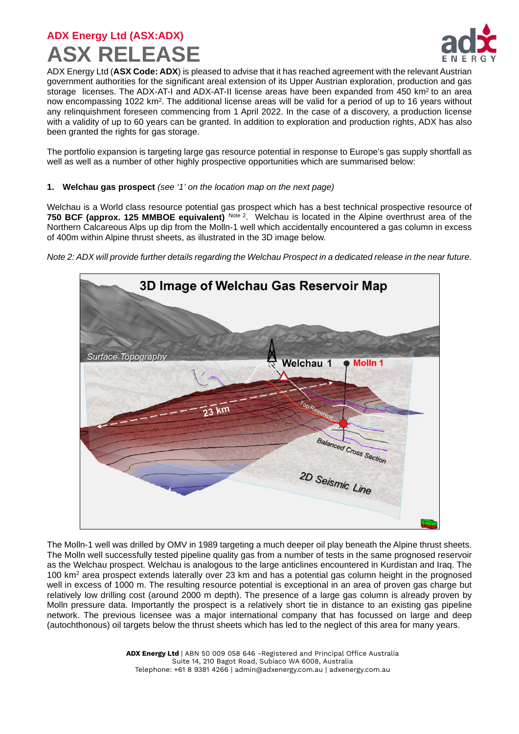## ADX Energy Ltd (ASX:ADX)

# ASX RELEASE

ADX Energy Ltd (**ASX Code: ADX**) is pleased to advise that it has reached agreement with the relevant Austrian government authorities for the significant areal extension of its Upper Austrian exploration, production and gas storage licenses. The ADX-AT-I and ADX-AT-II license areas have been expanded from 450 km$^2$ to an area now encompassing 1022 km$^2$. The additional license areas will be valid for a period of up to 16 years without any relinquishment foreseen commencing from 1 April 2022. In the case of a discovery, a production license with a validity of up to 60 years can be granted. In addition to exploration and production rights, ADX has also been granted the rights for gas storage.

The portfolio expansion is targeting large gas resource potential in response to Europe's gas supply shortfall as well as well as a number of other highly prospective opportunities which are summarised below:

1. **Welchau gas prospect** *(see '1' on the location map on the next page)*

Welchau is a World class resource potential gas prospect which has a best technical prospective resource of **750 BCF (approx. 125 MMBOE equivalent)** [Note 2]. Welchau is located in the Alpine overthrust area of the Northern Calcareous Alps up dip from the Molln-1 well which accidentally encountered a gas column in excess of 400m within Alpine thrust sheets, as illustrated in the 3D image below.

*Note 2: ADX will provide further details regarding the Welchau Prospect in a dedicated release in the near future.*

The Molln-1 well was drilled by OMV in 1989 targeting a much deeper oil play beneath the Alpine thrust sheets. The Molln well successfully tested pipeline quality gas from a number of tests in the same prognosed reservoir as the Welchau prospect. Welchau is analogous to the large anticlines encountered in Kurdistan and Iraq. The 100 km$^2$ area prospect extends laterally over 23 km and has a potential gas column height in the prognosed well in excess of 1000 m. The resulting resource potential is exceptional in an area of proven gas charge but relatively low drilling cost (around 2000 m depth). The presence of a large gas column is already proven by Molln pressure data. Importantly the prospect is a relatively short tie in distance to an existing gas pipeline network. The previous licensee was a major international company that has focussed on large and deep (autochthonous) oil targets below the thrust sheets which has led to the neglect of this area for many years.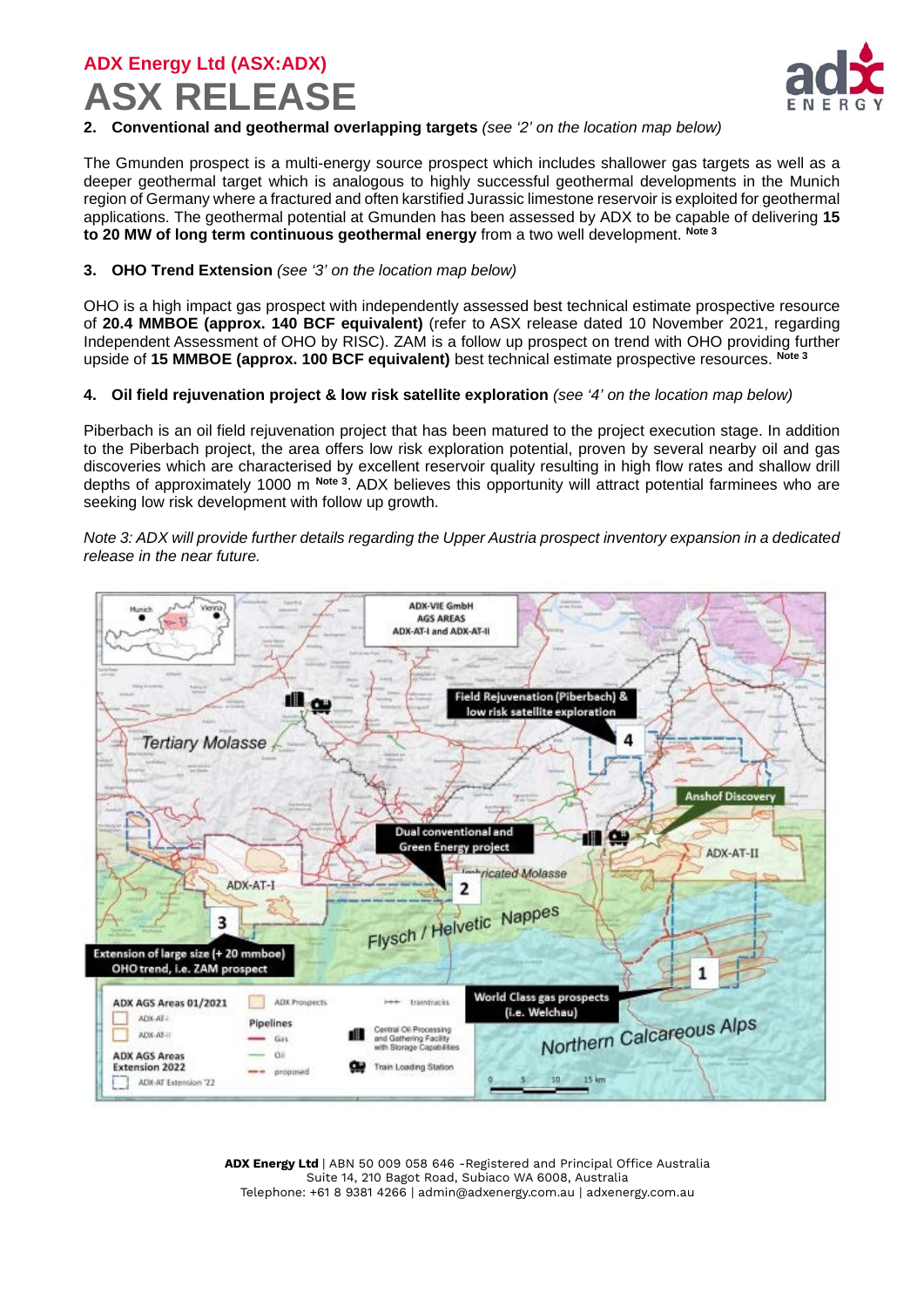2. **Conventional and geothermal overlapping targets** *(see '2' on the location map below)*

The Gmunden prospect is a multi-energy source prospect which includes shallower gas targets as well as a deeper geothermal target which is analogous to highly successful geothermal developments in the Munich region of Germany where a fractured and often karstified Jurassic limestone reservoir is exploited for geothermal applications. The geothermal potential at Gmunden has been assessed by ADX to be capable of delivering **15 to 20 MW of long term continuous geothermal energy** from a two well development. **Note 3**

3. **OHO Trend Extension** *(see '3' on the location map below)*

OHO is a high impact gas prospect with independently assessed best technical estimate prospective resource of **20.4 MMBOE (approx. 140 BCF equivalent)** (refer to ASX release dated 10 November 2021, regarding Independent Assessment of OHO by RISC). ZAM is a follow up prospect on trend with OHO providing further upside of **15 MMBOE (approx. 100 BCF equivalent)** best technical estimate prospective resources. **Note 3**

4. **Oil field rejuvenation project & low risk satellite exploration** *(see '4' on the location map below)*

Piberbach is an oil field rejuvenation project that has been matured to the project execution stage. In addition to the Piberbach project, the area offers low risk exploration potential, proven by several nearby oil and gas discoveries which are characterised by excellent reservoir quality resulting in high flow rates and shallow drill depths of approximately 1000 m **Note 3**. ADX believes this opportunity will attract potential farminees who are seeking low risk development with follow up growth.

*Note 3: ADX will provide further details regarding the Upper Austria prospect inventory expansion in a dedicated release in the near future.*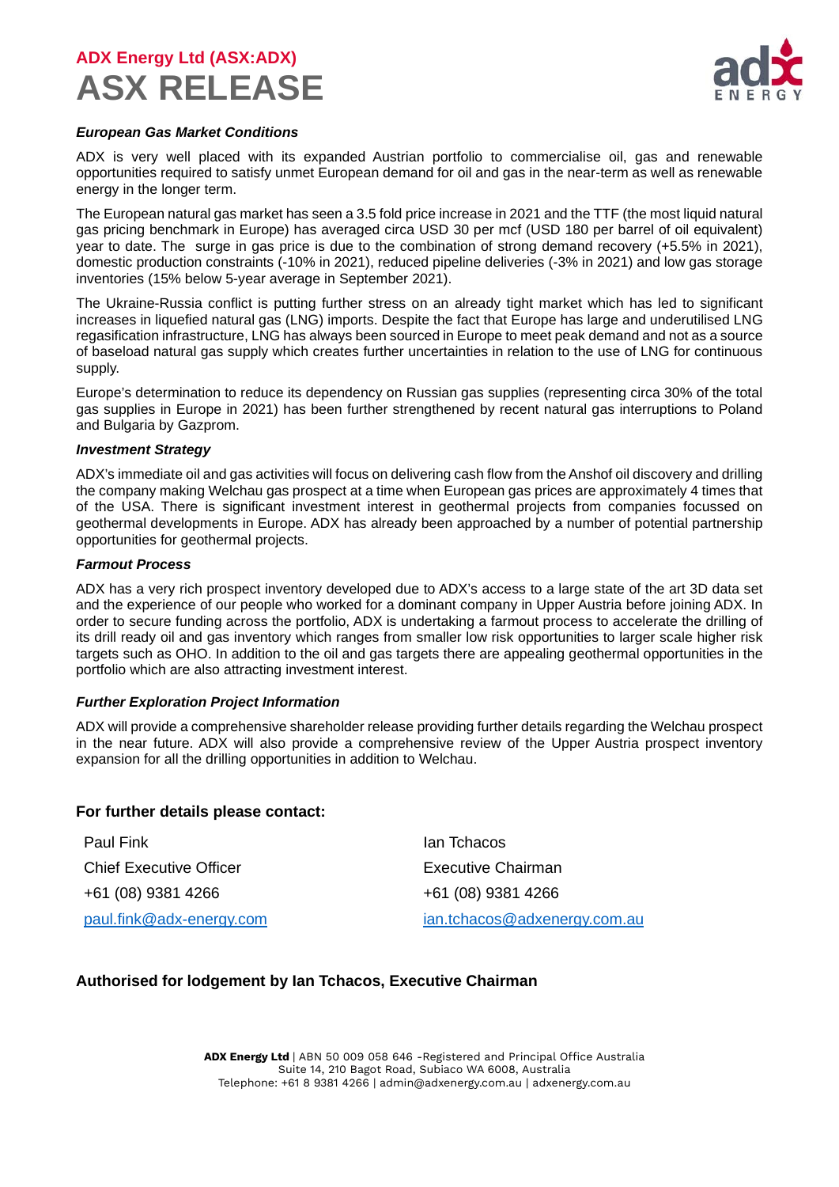### *European Gas Market Conditions*

ADX is very well placed with its expanded Austrian portfolio to commercialise oil, gas and renewable opportunities required to satisfy unmet European demand for oil and gas in the near-term as well as renewable energy in the longer term.

The European natural gas market has seen a 3.5 fold price increase in 2021 and the TTF (the most liquid natural gas pricing benchmark in Europe) has averaged circa USD 30 per mcf (USD 180 per barrel of oil equivalent) year to date. The surge in gas price is due to the combination of strong demand recovery (+5.5% in 2021), domestic production constraints (-10% in 2021), reduced pipeline deliveries (-3% in 2021) and low gas storage inventories (15% below 5-year average in September 2021).

The Ukraine-Russia conflict is putting further stress on an already tight market which has led to significant increases in liquefied natural gas (LNG) imports. Despite the fact that Europe has large and underutilised LNG regasification infrastructure, LNG has always been sourced in Europe to meet peak demand and not as a source of baseload natural gas supply which creates further uncertainties in relation to the use of LNG for continuous supply.

Europe's determination to reduce its dependency on Russian gas supplies (representing circa 30% of the total gas supplies in Europe in 2021) has been further strengthened by recent natural gas interruptions to Poland and Bulgaria by Gazprom.

### *Investment Strategy*

ADX's immediate oil and gas activities will focus on delivering cash flow from the Anshof oil discovery and drilling the company making Welchau gas prospect at a time when European gas prices are approximately 4 times that of the USA. There is significant investment interest in geothermal projects from companies focussed on geothermal developments in Europe. ADX has already been approached by a number of potential partnership opportunities for geothermal projects.

### *Farmout Process*

ADX has a very rich prospect inventory developed due to ADX's access to a large state of the art 3D data set and the experience of our people who worked for a dominant company in Upper Austria before joining ADX. In order to secure funding across the portfolio, ADX is undertaking a farmout process to accelerate the drilling of its drill ready oil and gas inventory which ranges from smaller low risk opportunities to larger scale higher risk targets such as OHO. In addition to the oil and gas targets there are appealing geothermal opportunities in the portfolio which are also attracting investment interest.

### *Further Exploration Project Information*

ADX will provide a comprehensive shareholder release providing further details regarding the Welchau prospect in the near future. ADX will also provide a comprehensive review of the Upper Austria prospect inventory expansion for all the drilling opportunities in addition to Welchau.

**For further details please contact:**

Paul Fink
Chief Executive Officer
+61 (08) 9381 4266
paul.fink@adx-energy.com

Ian Tchacos
Executive Chairman
+61 (08) 9381 4266
ian.tchacos@adxenergy.com.au

**Authorised for lodgement by Ian Tchacos, Executive Chairman**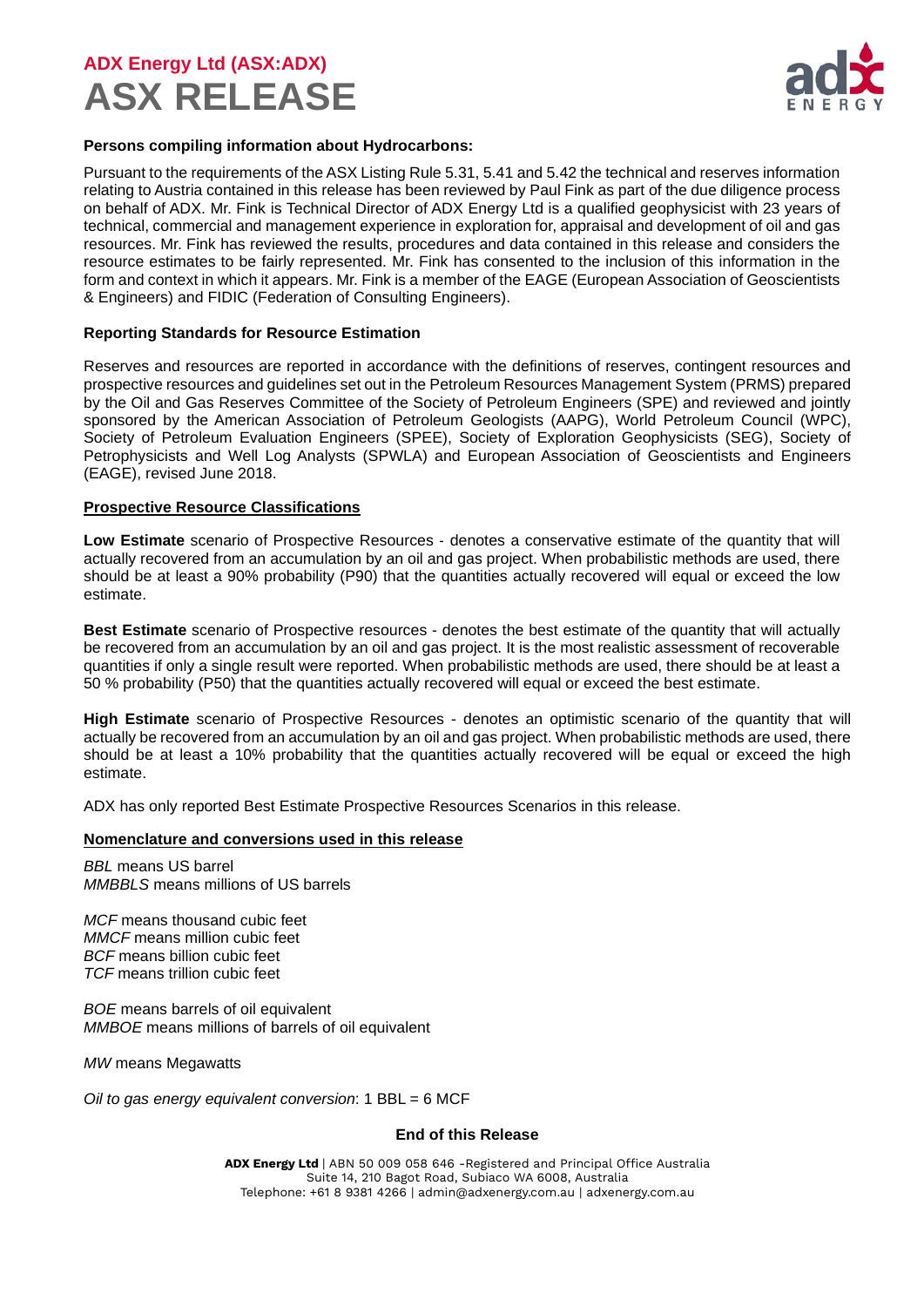**Persons compiling information about Hydrocarbons:**

Pursuant to the requirements of the ASX Listing Rule 5.31, 5.41 and 5.42 the technical and reserves information relating to Austria contained in this release has been reviewed by Paul Fink as part of the due diligence process on behalf of ADX. Mr. Fink is Technical Director of ADX Energy Ltd is a qualified geophysicist with 23 years of technical, commercial and management experience in exploration for, appraisal and development of oil and gas resources. Mr. Fink has reviewed the results, procedures and data contained in this release and considers the resource estimates to be fairly represented. Mr. Fink has consented to the inclusion of this information in the form and context in which it appears. Mr. Fink is a member of the EAGE (European Association of Geoscientists & Engineers) and FIDIC (Federation of Consulting Engineers).

**Reporting Standards for Resource Estimation**

Reserves and resources are reported in accordance with the definitions of reserves, contingent resources and prospective resources and guidelines set out in the Petroleum Resources Management System (PRMS) prepared by the Oil and Gas Reserves Committee of the Society of Petroleum Engineers (SPE) and reviewed and jointly sponsored by the American Association of Petroleum Geologists (AAPG), World Petroleum Council (WPC), Society of Petroleum Evaluation Engineers (SPEE), Society of Exploration Geophysicists (SEG), Society of Petrophysicists and Well Log Analysts (SPWLA) and European Association of Geoscientists and Engineers (EAGE), revised June 2018.

**Prospective Resource Classifications**

**Low Estimate** scenario of Prospective Resources - denotes a conservative estimate of the quantity that will actually recovered from an accumulation by an oil and gas project. When probabilistic methods are used, there should be at least a 90% probability (P90) that the quantities actually recovered will equal or exceed the low estimate.

**Best Estimate** scenario of Prospective resources - denotes the best estimate of the quantity that will actually be recovered from an accumulation by an oil and gas project. It is the most realistic assessment of recoverable quantities if only a single result were reported. When probabilistic methods are used, there should be at least a 50 % probability (P50) that the quantities actually recovered will equal or exceed the best estimate.

**High Estimate** scenario of Prospective Resources - denotes an optimistic scenario of the quantity that will actually be recovered from an accumulation by an oil and gas project. When probabilistic methods are used, there should be at least a 10% probability that the quantities actually recovered will be equal or exceed the high estimate.

ADX has only reported Best Estimate Prospective Resources Scenarios in this release.

**Nomenclature and conversions used in this release**

*BBL* means US barrel
*MMBBLS* means millions of US barrels

*MCF* means thousand cubic feet
*MMCF* means million cubic feet
*BCF* means billion cubic feet
*TCF* means trillion cubic feet

*BOE* means barrels of oil equivalent
*MMBOE* means millions of barrels of oil equivalent

*MW* means Megawatts

*Oil to gas energy equivalent conversion*: 1 BBL = 6 MCF

**End of this Release**